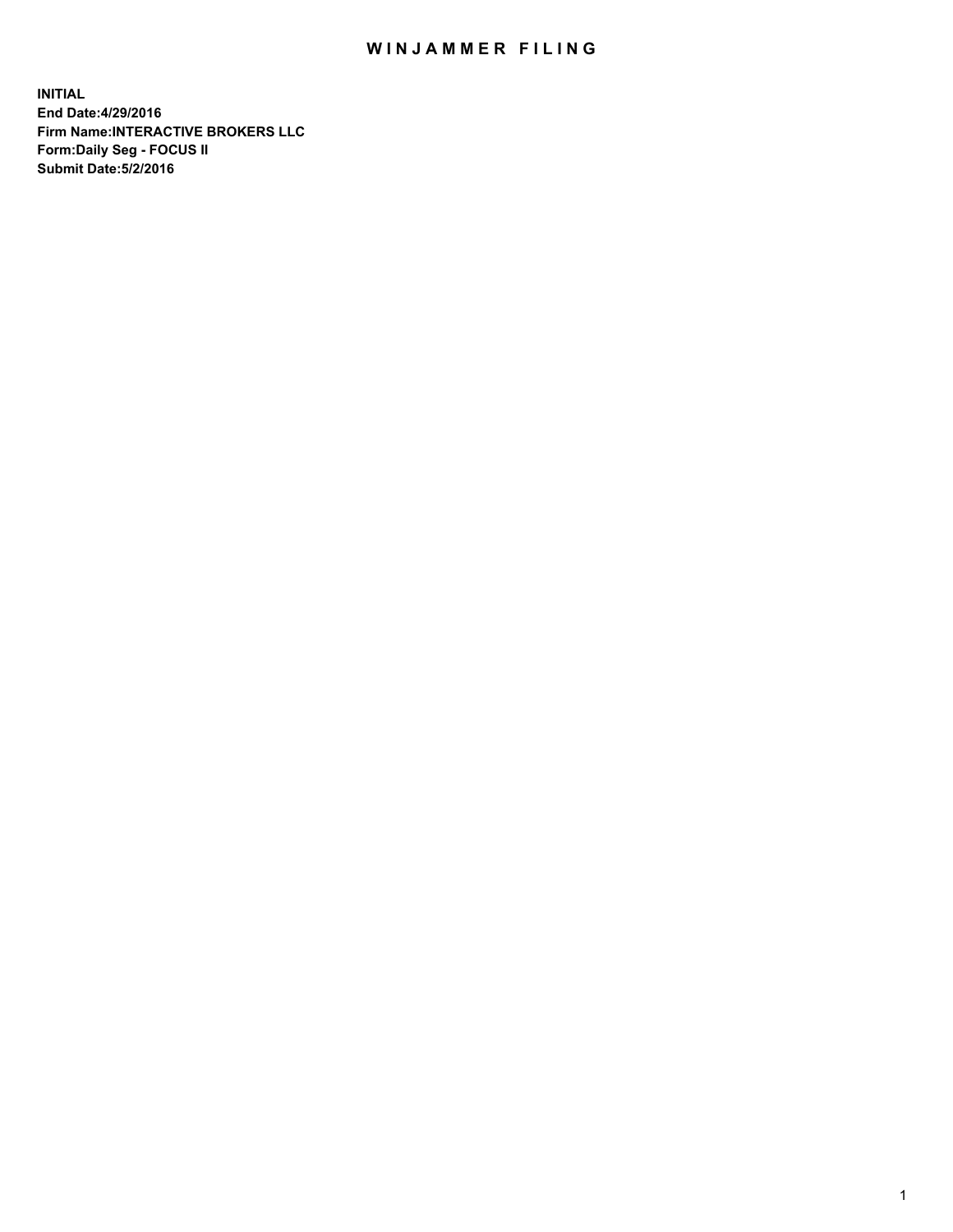# WINJAMMER FILING

**INITIAL**
**End Date:4/29/2016**
**Firm Name:INTERACTIVE BROKERS LLC**
**Form:Daily Seg - FOCUS II**
**Submit Date:5/2/2016**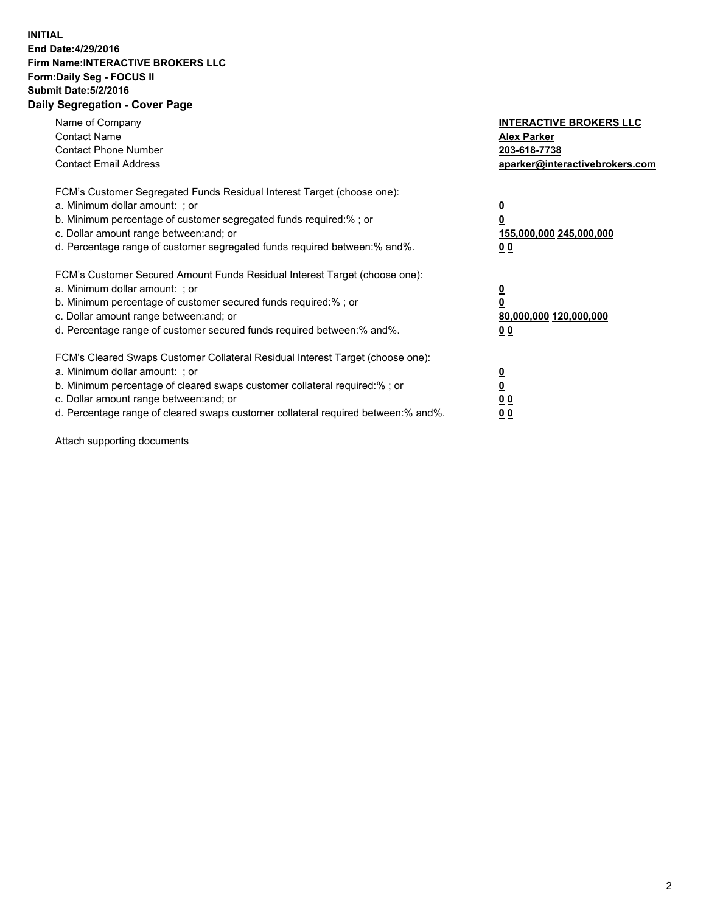**INITIAL**
**End Date:4/29/2016**
**Firm Name:INTERACTIVE BROKERS LLC**
**Form:Daily Seg - FOCUS II**
**Submit Date:5/2/2016**

**Daily Segregation - Cover Page**

| | |
|---|---|
| Name of Company | **INTERACTIVE BROKERS LLC** |
| Contact Name | **Alex Parker** |
| Contact Phone Number | **203-618-7738** |
| Contact Email Address | **aparker@interactivebrokers.com** |

FCM's Customer Segregated Funds Residual Interest Target (choose one):

| | |
|---|---|
| a. Minimum dollar amount: ; or | **0** |
| b. Minimum percentage of customer segregated funds required:% ; or | **0** |
| c. Dollar amount range between:and; or | **155,000,000 245,000,000** |
| d. Percentage range of customer segregated funds required between:% and%. | **0 0** |

FCM's Customer Secured Amount Funds Residual Interest Target (choose one):

| | |
|---|---|
| a. Minimum dollar amount: ; or | **0** |
| b. Minimum percentage of customer secured funds required:% ; or | **0** |
| c. Dollar amount range between:and; or | **80,000,000 120,000,000** |
| d. Percentage range of customer secured funds required between:% and%. | **0 0** |

FCM's Cleared Swaps Customer Collateral Residual Interest Target (choose one):

| | |
|---|---|
| a. Minimum dollar amount: ; or | **0** |
| b. Minimum percentage of cleared swaps customer collateral required:% ; or | **0** |
| c. Dollar amount range between:and; or | **0 0** |
| d. Percentage range of cleared swaps customer collateral required between:% and%. | **0 0** |

Attach supporting documents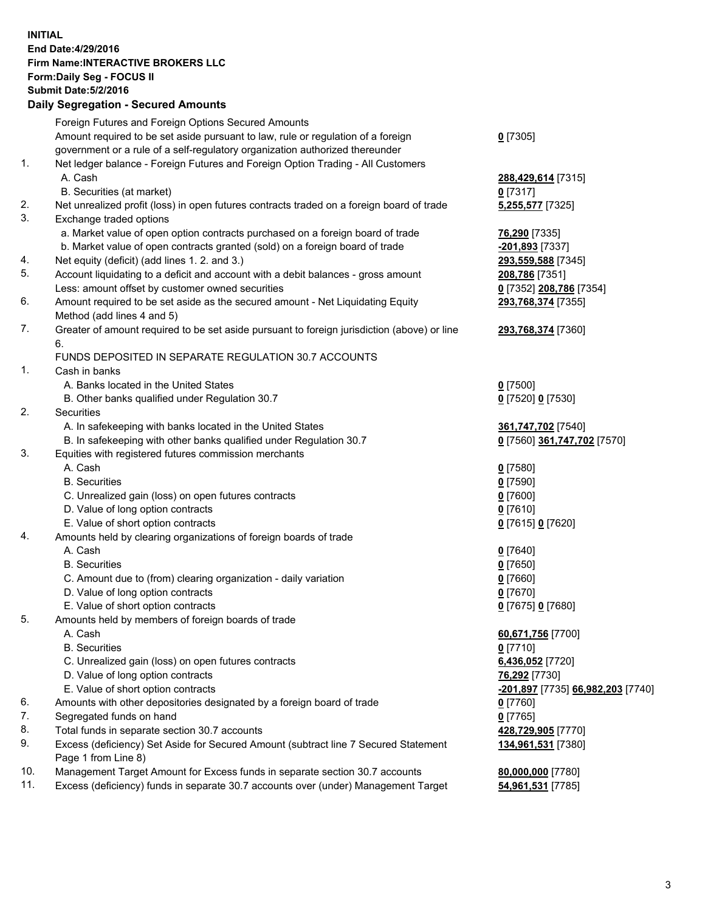**INITIAL**
**End Date:4/29/2016**
**Firm Name:INTERACTIVE BROKERS LLC**
**Form:Daily Seg - FOCUS II**
**Submit Date:5/2/2016**

## Daily Segregation - Secured Amounts

| | | |
|---|---|---|
| | Foreign Futures and Foreign Options Secured Amounts | |
| | Amount required to be set aside pursuant to law, rule or regulation of a foreign government or a rule of a self-regulatory organization authorized thereunder | **0** [7305] |
| 1. | Net ledger balance - Foreign Futures and Foreign Option Trading - All Customers | |
| | A. Cash | **288,429,614** [7315] |
| | B. Securities (at market) | **0** [7317] |
| 2. | Net unrealized profit (loss) in open futures contracts traded on a foreign board of trade | **5,255,577** [7325] |
| 3. | Exchange traded options | |
| | a. Market value of open option contracts purchased on a foreign board of trade | **76,290** [7335] |
| | b. Market value of open contracts granted (sold) on a foreign board of trade | **-201,893** [7337] |
| 4. | Net equity (deficit) (add lines 1. 2. and 3.) | **293,559,588** [7345] |
| 5. | Account liquidating to a deficit and account with a debit balances - gross amount | **208,786** [7351] |
| | Less: amount offset by customer owned securities | **0** [7352] **208,786** [7354] |
| 6. | Amount required to be set aside as the secured amount - Net Liquidating Equity Method (add lines 4 and 5) | **293,768,374** [7355] |
| 7. | Greater of amount required to be set aside pursuant to foreign jurisdiction (above) or line 6. | **293,768,374** [7360] |
| | FUNDS DEPOSITED IN SEPARATE REGULATION 30.7 ACCOUNTS | |
| 1. | Cash in banks | |
| | A. Banks located in the United States | **0** [7500] |
| | B. Other banks qualified under Regulation 30.7 | **0** [7520] **0** [7530] |
| 2. | Securities | |
| | A. In safekeeping with banks located in the United States | **361,747,702** [7540] |
| | B. In safekeeping with other banks qualified under Regulation 30.7 | **0** [7560] **361,747,702** [7570] |
| 3. | Equities with registered futures commission merchants | |
| | A. Cash | **0** [7580] |
| | B. Securities | **0** [7590] |
| | C. Unrealized gain (loss) on open futures contracts | **0** [7600] |
| | D. Value of long option contracts | **0** [7610] |
| | E. Value of short option contracts | **0** [7615] **0** [7620] |
| 4. | Amounts held by clearing organizations of foreign boards of trade | |
| | A. Cash | **0** [7640] |
| | B. Securities | **0** [7650] |
| | C. Amount due to (from) clearing organization - daily variation | **0** [7660] |
| | D. Value of long option contracts | **0** [7670] |
| | E. Value of short option contracts | **0** [7675] **0** [7680] |
| 5. | Amounts held by members of foreign boards of trade | |
| | A. Cash | **60,671,756** [7700] |
| | B. Securities | **0** [7710] |
| | C. Unrealized gain (loss) on open futures contracts | **6,436,052** [7720] |
| | D. Value of long option contracts | **76,292** [7730] |
| | E. Value of short option contracts | **-201,897** [7735] **66,982,203** [7740] |
| 6. | Amounts with other depositories designated by a foreign board of trade | **0** [7760] |
| 7. | Segregated funds on hand | **0** [7765] |
| 8. | Total funds in separate section 30.7 accounts | **428,729,905** [7770] |
| 9. | Excess (deficiency) Set Aside for Secured Amount (subtract line 7 Secured Statement Page 1 from Line 8) | **134,961,531** [7380] |
| 10. | Management Target Amount for Excess funds in separate section 30.7 accounts | **80,000,000** [7780] |
| 11. | Excess (deficiency) funds in separate 30.7 accounts over (under) Management Target | **54,961,531** [7785] |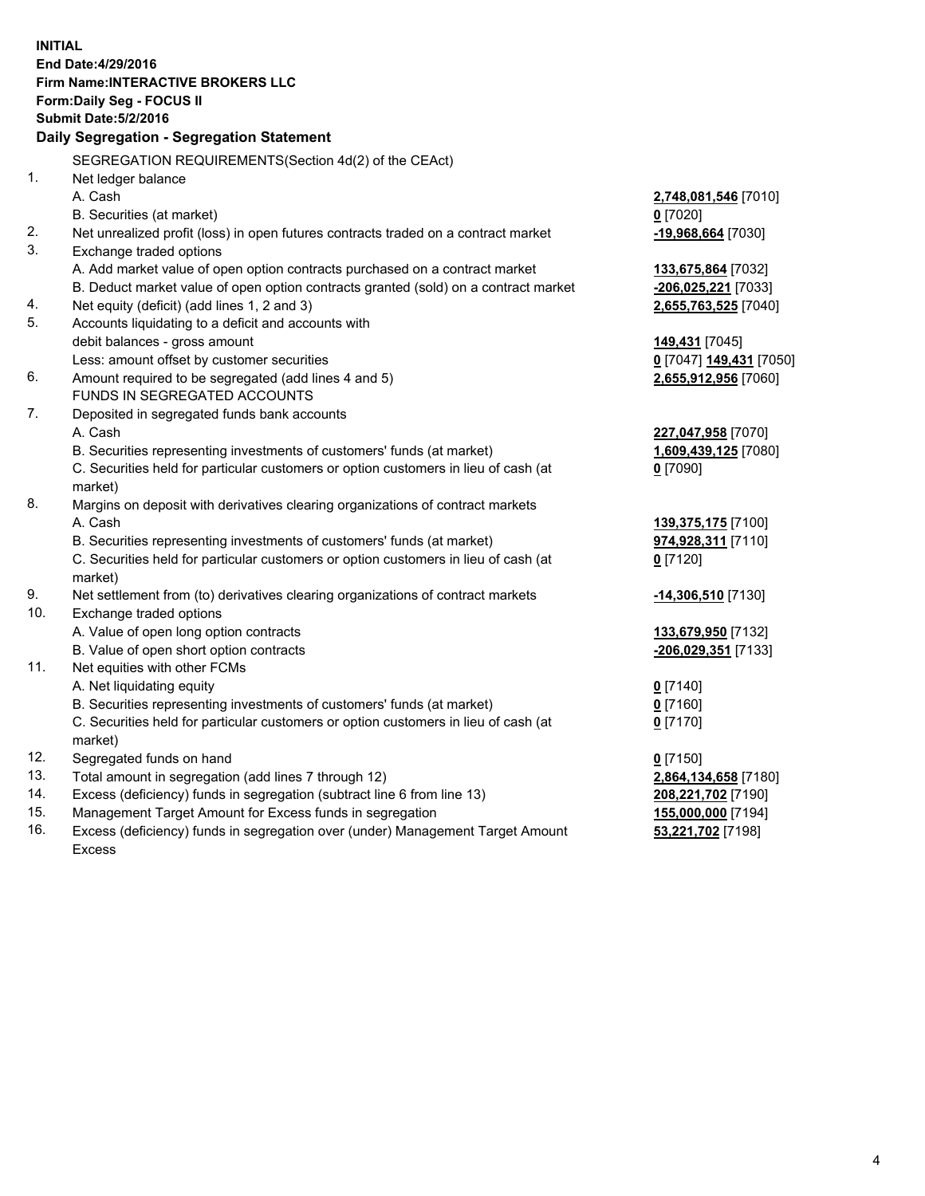**INITIAL**
**End Date:4/29/2016**
**Firm Name:INTERACTIVE BROKERS LLC**
**Form:Daily Seg - FOCUS II**
**Submit Date:5/2/2016**

**Daily Segregation - Segregation Statement**

SEGREGATION REQUIREMENTS(Section 4d(2) of the CEAct)

| | | |
|---|---|---|
| 1. | Net ledger balance | |
| | A. Cash | **2,748,081,546** [7010] |
| | B. Securities (at market) | **0** [7020] |
| 2. | Net unrealized profit (loss) in open futures contracts traded on a contract market | **-19,968,664** [7030] |
| 3. | Exchange traded options | |
| | A. Add market value of open option contracts purchased on a contract market | **133,675,864** [7032] |
| | B. Deduct market value of open option contracts granted (sold) on a contract market | **-206,025,221** [7033] |
| 4. | Net equity (deficit) (add lines 1, 2 and 3) | **2,655,763,525** [7040] |
| 5. | Accounts liquidating to a deficit and accounts with | |
| | debit balances - gross amount | **149,431** [7045] |
| | Less: amount offset by customer securities | **0** [7047] **149,431** [7050] |
| 6. | Amount required to be segregated (add lines 4 and 5) | **2,655,912,956** [7060] |
| | FUNDS IN SEGREGATED ACCOUNTS | |
| 7. | Deposited in segregated funds bank accounts | |
| | A. Cash | **227,047,958** [7070] |
| | B. Securities representing investments of customers' funds (at market) | **1,609,439,125** [7080] |
| | C. Securities held for particular customers or option customers in lieu of cash (at market) | **0** [7090] |
| 8. | Margins on deposit with derivatives clearing organizations of contract markets | |
| | A. Cash | **139,375,175** [7100] |
| | B. Securities representing investments of customers' funds (at market) | **974,928,311** [7110] |
| | C. Securities held for particular customers or option customers in lieu of cash (at market) | **0** [7120] |
| 9. | Net settlement from (to) derivatives clearing organizations of contract markets | **-14,306,510** [7130] |
| 10. | Exchange traded options | |
| | A. Value of open long option contracts | **133,679,950** [7132] |
| | B. Value of open short option contracts | **-206,029,351** [7133] |
| 11. | Net equities with other FCMs | |
| | A. Net liquidating equity | **0** [7140] |
| | B. Securities representing investments of customers' funds (at market) | **0** [7160] |
| | C. Securities held for particular customers or option customers in lieu of cash (at market) | **0** [7170] |
| 12. | Segregated funds on hand | **0** [7150] |
| 13. | Total amount in segregation (add lines 7 through 12) | **2,864,134,658** [7180] |
| 14. | Excess (deficiency) funds in segregation (subtract line 6 from line 13) | **208,221,702** [7190] |
| 15. | Management Target Amount for Excess funds in segregation | **155,000,000** [7194] |
| 16. | Excess (deficiency) funds in segregation over (under) Management Target Amount Excess | **53,221,702** [7198] |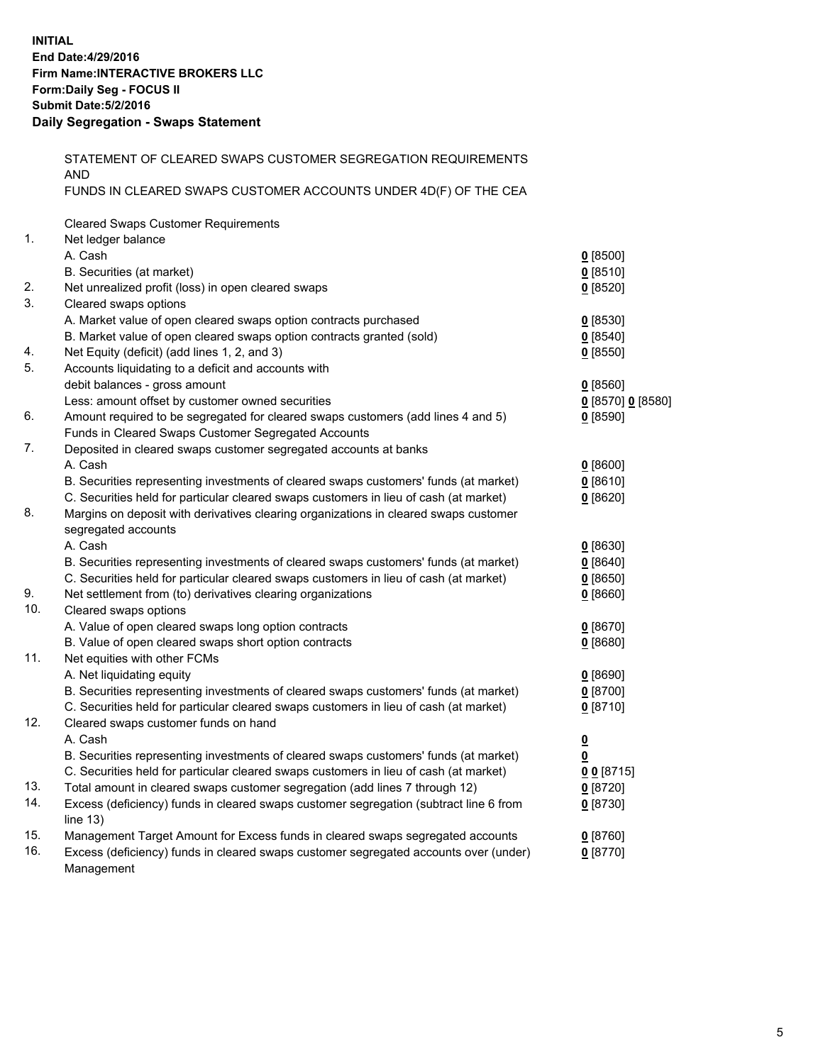**INITIAL**
**End Date:4/29/2016**
**Firm Name:INTERACTIVE BROKERS LLC**
**Form:Daily Seg - FOCUS II**
**Submit Date:5/2/2016**
**Daily Segregation - Swaps Statement**

STATEMENT OF CLEARED SWAPS CUSTOMER SEGREGATION REQUIREMENTS
AND
FUNDS IN CLEARED SWAPS CUSTOMER ACCOUNTS UNDER 4D(F) OF THE CEA

| | | |
|---|---|---|
| | Cleared Swaps Customer Requirements | |
| 1. | Net ledger balance | |
| | A. Cash | 0 [8500] |
| | B. Securities (at market) | 0 [8510] |
| 2. | Net unrealized profit (loss) in open cleared swaps | 0 [8520] |
| 3. | Cleared swaps options | |
| | A. Market value of open cleared swaps option contracts purchased | 0 [8530] |
| | B. Market value of open cleared swaps option contracts granted (sold) | 0 [8540] |
| 4. | Net Equity (deficit) (add lines 1, 2, and 3) | 0 [8550] |
| 5. | Accounts liquidating to a deficit and accounts with | |
| | debit balances - gross amount | 0 [8560] |
| | Less: amount offset by customer owned securities | 0 [8570] 0 [8580] |
| 6. | Amount required to be segregated for cleared swaps customers (add lines 4 and 5) | 0 [8590] |
| | Funds in Cleared Swaps Customer Segregated Accounts | |
| 7. | Deposited in cleared swaps customer segregated accounts at banks | |
| | A. Cash | 0 [8600] |
| | B. Securities representing investments of cleared swaps customers' funds (at market) | 0 [8610] |
| | C. Securities held for particular cleared swaps customers in lieu of cash (at market) | 0 [8620] |
| 8. | Margins on deposit with derivatives clearing organizations in cleared swaps customer segregated accounts | |
| | A. Cash | 0 [8630] |
| | B. Securities representing investments of cleared swaps customers' funds (at market) | 0 [8640] |
| | C. Securities held for particular cleared swaps customers in lieu of cash (at market) | 0 [8650] |
| 9. | Net settlement from (to) derivatives clearing organizations | 0 [8660] |
| 10. | Cleared swaps options | |
| | A. Value of open cleared swaps long option contracts | 0 [8670] |
| | B. Value of open cleared swaps short option contracts | 0 [8680] |
| 11. | Net equities with other FCMs | |
| | A. Net liquidating equity | 0 [8690] |
| | B. Securities representing investments of cleared swaps customers' funds (at market) | 0 [8700] |
| | C. Securities held for particular cleared swaps customers in lieu of cash (at market) | 0 [8710] |
| 12. | Cleared swaps customer funds on hand | |
| | A. Cash | 0 |
| | B. Securities representing investments of cleared swaps customers' funds (at market) | 0 |
| | C. Securities held for particular cleared swaps customers in lieu of cash (at market) | 0 0 [8715] |
| 13. | Total amount in cleared swaps customer segregation (add lines 7 through 12) | 0 [8720] |
| 14. | Excess (deficiency) funds in cleared swaps customer segregation (subtract line 6 from line 13) | 0 [8730] |
| 15. | Management Target Amount for Excess funds in cleared swaps segregated accounts | 0 [8760] |
| 16. | Excess (deficiency) funds in cleared swaps customer segregated accounts over (under) Management | 0 [8770] |